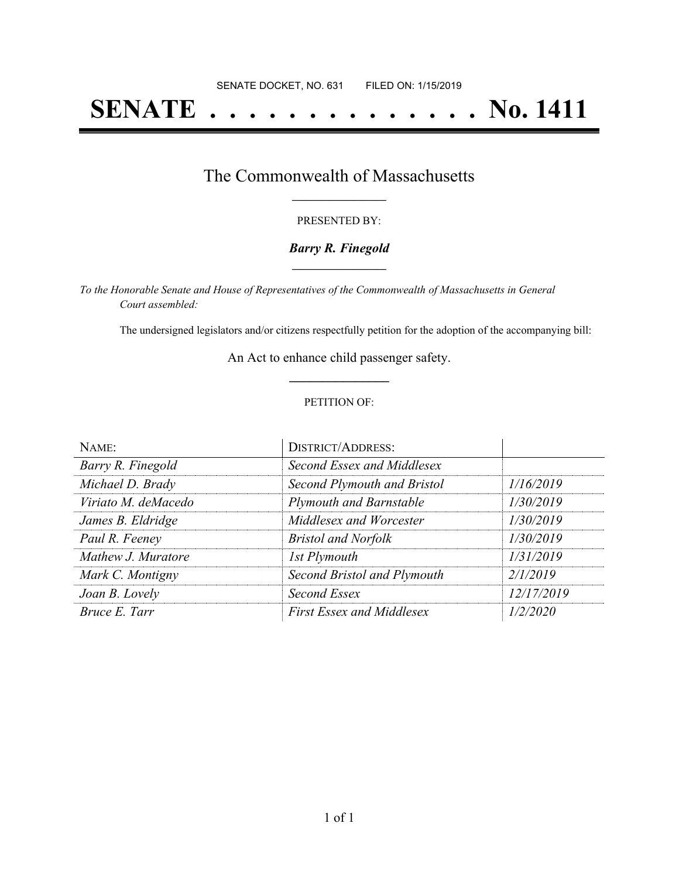SENATE DOCKET, NO. 631        FILED ON: 1/15/2019

# SENATE . . . . . . . . . . . . . . No. 1411

## The Commonwealth of Massachusetts

PRESENTED BY:

***Barry R. Finegold***

*To the Honorable Senate and House of Representatives of the Commonwealth of Massachusetts in General Court assembled:*

The undersigned legislators and/or citizens respectfully petition for the adoption of the accompanying bill:

An Act to enhance child passenger safety.

PETITION OF:

| NAME: | DISTRICT/ADDRESS: | |
|---|---|---|
| *Barry R. Finegold* | *Second Essex and Middlesex* | |
| *Michael D. Brady* | *Second Plymouth and Bristol* | *1/16/2019* |
| *Viriato M. deMacedo* | *Plymouth and Barnstable* | *1/30/2019* |
| *James B. Eldridge* | *Middlesex and Worcester* | *1/30/2019* |
| *Paul R. Feeney* | *Bristol and Norfolk* | *1/30/2019* |
| *Mathew J. Muratore* | *1st Plymouth* | *1/31/2019* |
| *Mark C. Montigny* | *Second Bristol and Plymouth* | *2/1/2019* |
| *Joan B. Lovely* | *Second Essex* | *12/17/2019* |
| *Bruce E. Tarr* | *First Essex and Middlesex* | *1/2/2020* |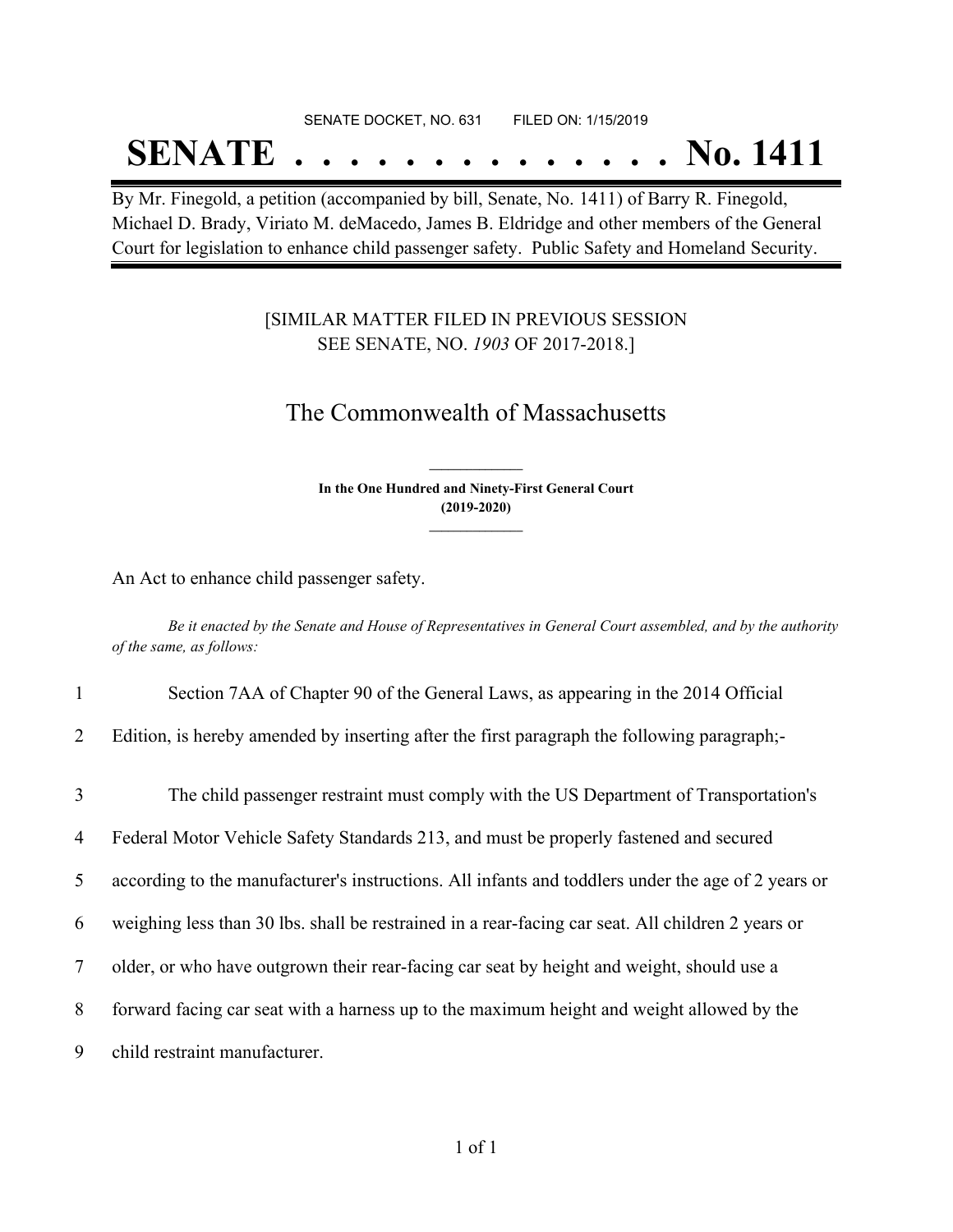SENATE DOCKET, NO. 631        FILED ON: 1/15/2019

# SENATE . . . . . . . . . . . . . . No. 1411

By Mr. Finegold, a petition (accompanied by bill, Senate, No. 1411) of Barry R. Finegold, Michael D. Brady, Viriato M. deMacedo, James B. Eldridge and other members of the General Court for legislation to enhance child passenger safety. Public Safety and Homeland Security.

[SIMILAR MATTER FILED IN PREVIOUS SESSION
SEE SENATE, NO. *1903* OF 2017-2018.]

## The Commonwealth of Massachusetts

**In the One Hundred and Ninety-First General Court**
**(2019-2020)**

An Act to enhance child passenger safety.

*Be it enacted by the Senate and House of Representatives in General Court assembled, and by the authority of the same, as follows:*

1 Section 7AA of Chapter 90 of the General Laws, as appearing in the 2014 Official
2 Edition, is hereby amended by inserting after the first paragraph the following paragraph;-

3 The child passenger restraint must comply with the US Department of Transportation's
4 Federal Motor Vehicle Safety Standards 213, and must be properly fastened and secured
5 according to the manufacturer's instructions. All infants and toddlers under the age of 2 years or
6 weighing less than 30 lbs. shall be restrained in a rear-facing car seat. All children 2 years or
7 older, or who have outgrown their rear-facing car seat by height and weight, should use a
8 forward facing car seat with a harness up to the maximum height and weight allowed by the
9 child restraint manufacturer.